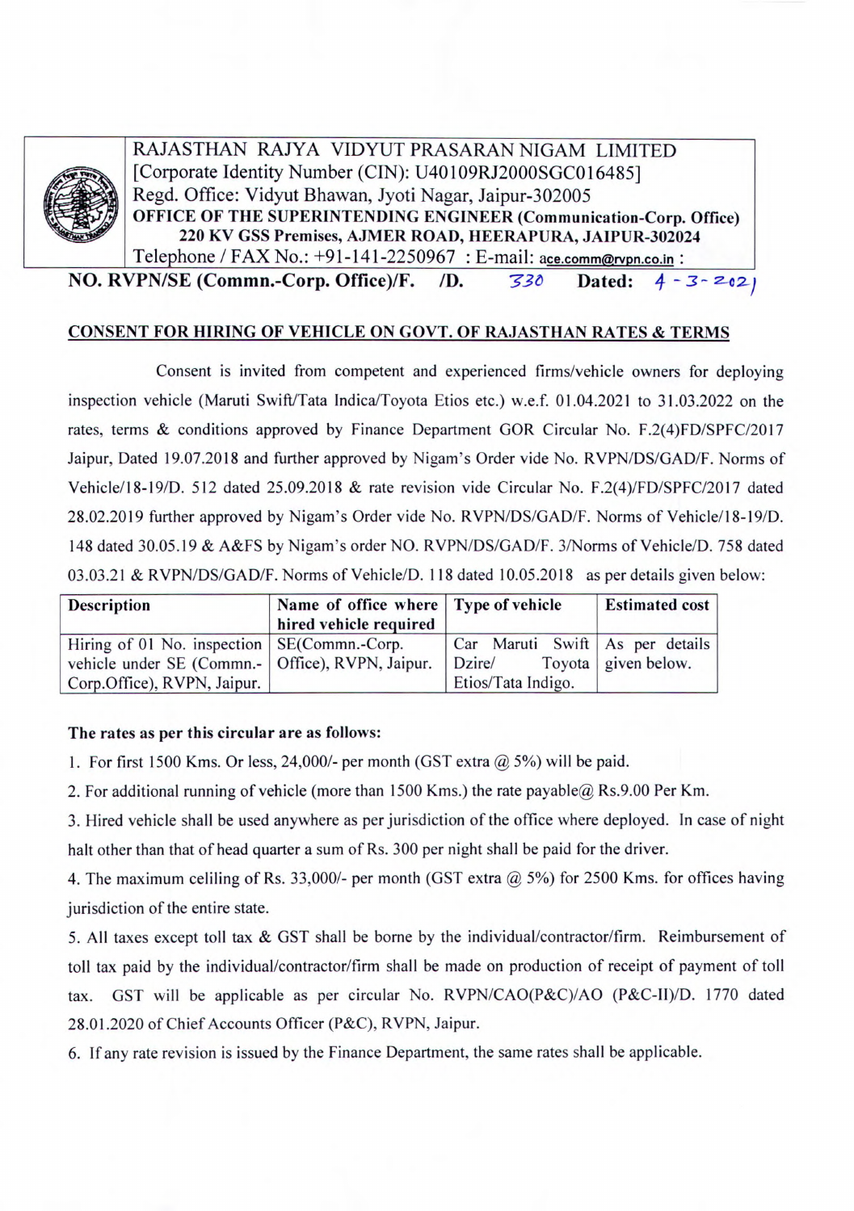RAJASTHAN RAJYA VIDYUT PRASARAN NIGAM LIMITED
[Corporate Identity Number (CIN): U40109RJ2000SGC016485]
Regd. Office: Vidyut Bhawan, Jyoti Nagar, Jaipur-302005
**OFFICE OF THE SUPERINTENDING ENGINEER (Communication-Corp. Office)**
**220 KV GSS Premises, AJMER ROAD, HEERAPURA, JAIPUR-302024**
Telephone / FAX No.: +91-141-2250967 : E-mail: ace.comm@rvpn.co.in :

**NO. RVPN/SE (Commn.-Corp. Office)/F. /D.** 330 **Dated:** 4-3-2021

## CONSENT FOR HIRING OF VEHICLE ON GOVT. OF RAJASTHAN RATES & TERMS

Consent is invited from competent and experienced firms/vehicle owners for deploying inspection vehicle (Maruti Swift/Tata Indica/Toyota Etios etc.) w.e.f. 01.04.2021 to 31.03.2022 on the rates, terms & conditions approved by Finance Department GOR Circular No. F.2(4)FD/SPFC/2017 Jaipur, Dated 19.07.2018 and further approved by Nigam's Order vide No. RVPN/DS/GAD/F. Norms of Vehicle/18-19/D. 512 dated 25.09.2018 & rate revision vide Circular No. F.2(4)/FD/SPFC/2017 dated 28.02.2019 further approved by Nigam's Order vide No. RVPN/DS/GAD/F. Norms of Vehicle/18-19/D. 148 dated 30.05.19 & A&FS by Nigam's order NO. RVPN/DS/GAD/F. 3/Norms of Vehicle/D. 758 dated 03.03.21 & RVPN/DS/GAD/F. Norms of Vehicle/D. 118 dated 10.05.2018 as per details given below:

| Description | Name of office where hired vehicle required | Type of vehicle | Estimated cost |
|---|---|---|---|
| Hiring of 01 No. inspection vehicle under SE (Commn.-Corp.Office), RVPN, Jaipur. | SE(Commn.-Corp. Office), RVPN, Jaipur. | Car Maruti Swift Dzire/ Toyota Etios/Tata Indigo. | As per details given below. |

**The rates as per this circular are as follows:**

1. For first 1500 Kms. Or less, 24,000/- per month (GST extra @ 5%) will be paid.
2. For additional running of vehicle (more than 1500 Kms.) the rate payable@ Rs.9.00 Per Km.
3. Hired vehicle shall be used anywhere as per jurisdiction of the office where deployed. In case of night halt other than that of head quarter a sum of Rs. 300 per night shall be paid for the driver.
4. The maximum celiling of Rs. 33,000/- per month (GST extra @ 5%) for 2500 Kms. for offices having jurisdiction of the entire state.
5. All taxes except toll tax & GST shall be borne by the individual/contractor/firm. Reimbursement of toll tax paid by the individual/contractor/firm shall be made on production of receipt of payment of toll tax. GST will be applicable as per circular No. RVPN/CAO(P&C)/AO (P&C-II)/D. 1770 dated 28.01.2020 of Chief Accounts Officer (P&C), RVPN, Jaipur.
6. If any rate revision is issued by the Finance Department, the same rates shall be applicable.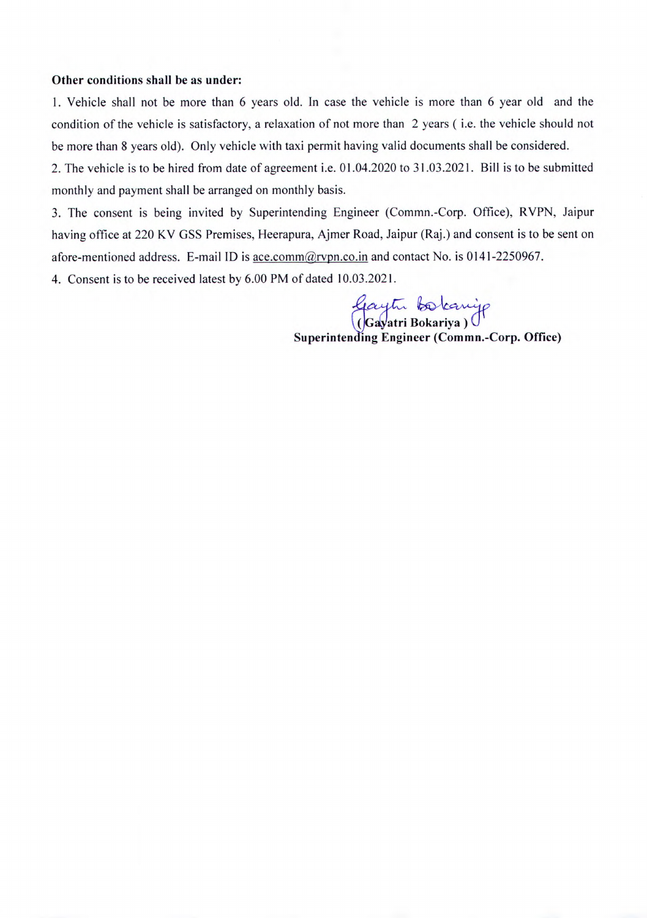**Other conditions shall be as under:**

1. Vehicle shall not be more than 6 years old. In case the vehicle is more than 6 year old and the condition of the vehicle is satisfactory, a relaxation of not more than 2 years ( i.e. the vehicle should not be more than 8 years old). Only vehicle with taxi permit having valid documents shall be considered.
2. The vehicle is to be hired from date of agreement i.e. 01.04.2020 to 31.03.2021. Bill is to be submitted monthly and payment shall be arranged on monthly basis.
3. The consent is being invited by Superintending Engineer (Commn.-Corp. Office), RVPN, Jaipur having office at 220 KV GSS Premises, Heerapura, Ajmer Road, Jaipur (Raj.) and consent is to be sent on afore-mentioned address. E-mail ID is ace.comm@rvpn.co.in and contact No. is 0141-2250967.
4. Consent is to be received latest by 6.00 PM of dated 10.03.2021.

**( Gayatri Bokariya )**
**Superintending Engineer (Commn.-Corp. Office)**